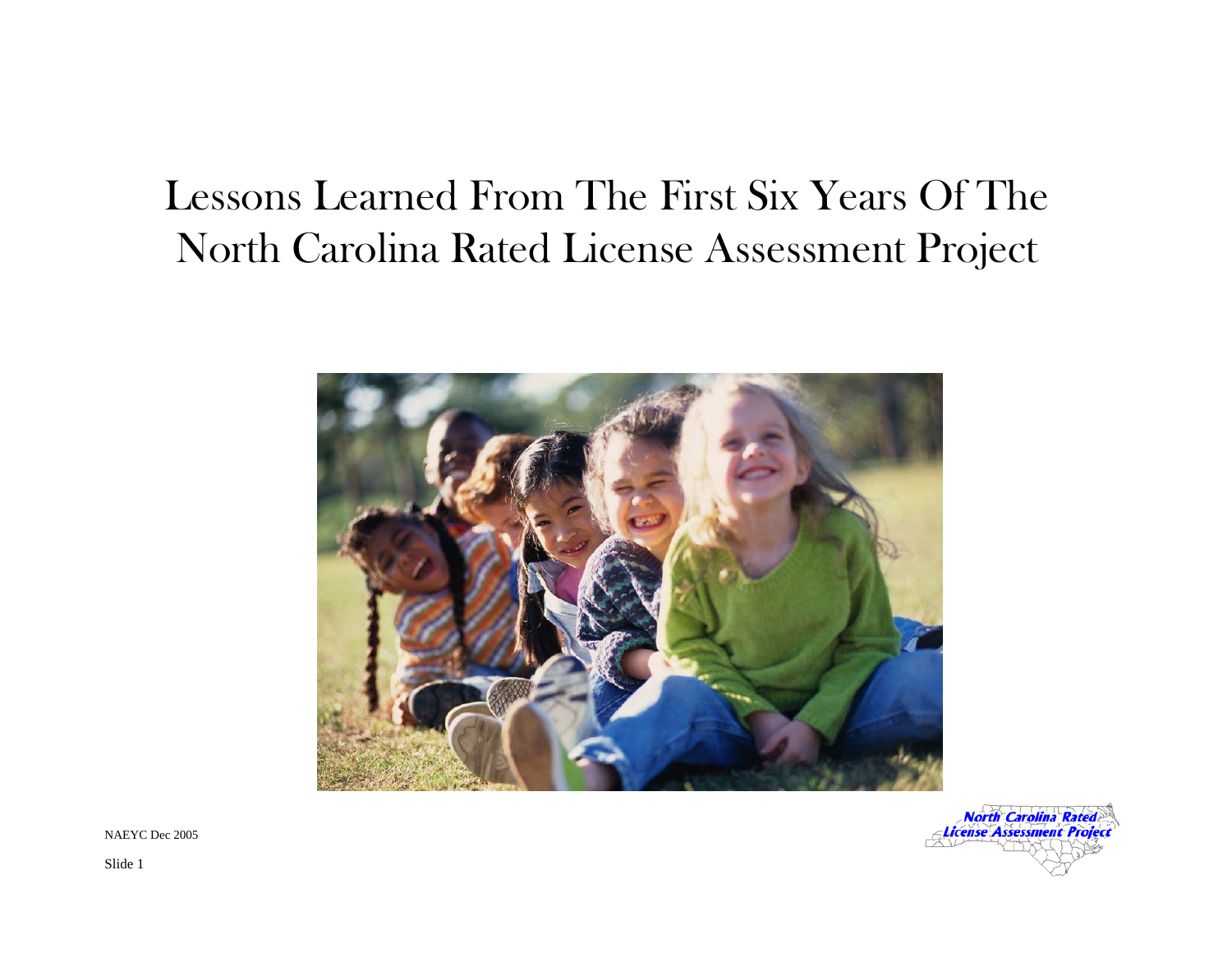# Lessons Learned From The First Six Years Of The North Carolina Rated License Assessment Project

NAEYC Dec 2005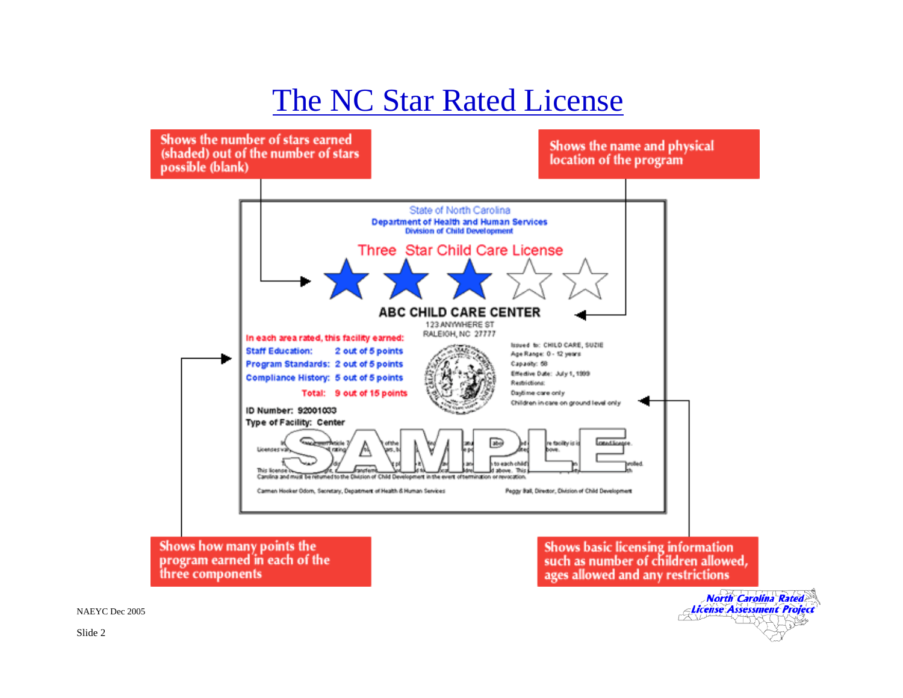# The NC Star Rated License

Shows the number of stars earned (shaded) out of the number of stars possible (blank)

Shows the name and physical location of the program

State of North Carolina
Department of Health and Human Services
Division of Child Development

Three Star Child Care License

★ ★ ★ ☆ ☆

ABC CHILD CARE CENTER
123 ANYWHERE ST
RALEIGH, NC 27777

In each area rated, this facility earned:

| | |
|---|---|
| Staff Education: | 2 out of 5 points |
| Program Standards: | 2 out of 5 points |
| Compliance History: | 5 out of 5 points |
| Total: | 9 out of 15 points |

ID Number: 92001033
Type of Facility: Center

Issued to: CHILD CARE, SUZIE
Age Range: 0 - 12 years
Capacity: 58
Effective Date: July 1, 1999
Restrictions:
Daytime care only
Children in care on ground level only

SAMPLE

Carmen Hooker Odom, Secretary, Department of Health & Human Services

Peggy Ball, Director, Division of Child Development

Shows how many points the program earned in each of the three components

Shows basic licensing information such as number of children allowed, ages allowed and any restrictions

NAEYC Dec 2005

Slide 2

North Carolina Rated License Assessment Project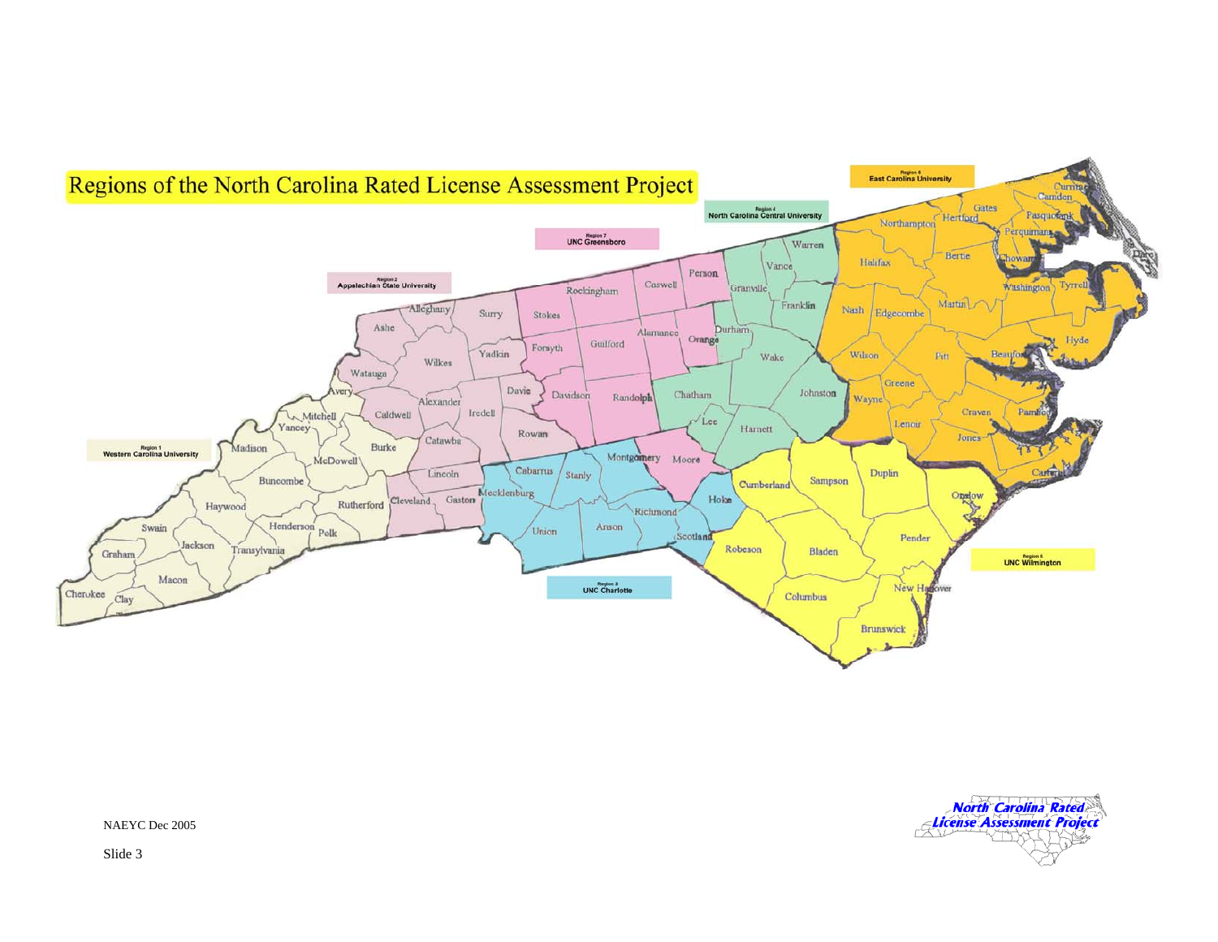# Regions of the North Carolina Rated License Assessment Project

Region 1 Western Carolina University

Region 2 Appalachian State University

Region 3 UNC Charlotte

Region 4 North Carolina Central University

Region 5 UNC Wilmington

Region 6 East Carolina University

Region 7 UNC Greensboro

NAEYC Dec 2005

Slide 3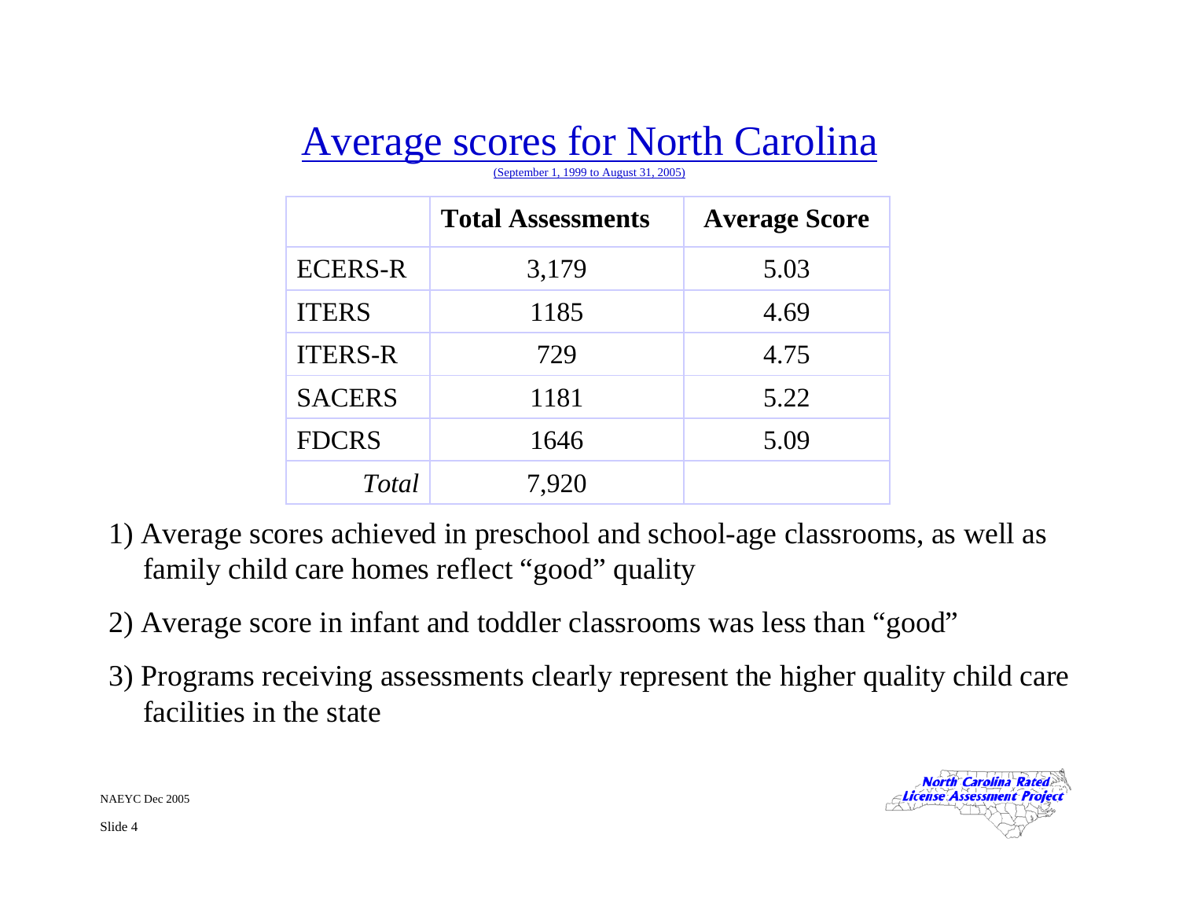# Average scores for North Carolina

(September 1, 1999 to August 31, 2005)

| | Total Assessments | Average Score |
|---|---|---|
| ECERS-R | 3,179 | 5.03 |
| ITERS | 1185 | 4.69 |
| ITERS-R | 729 | 4.75 |
| SACERS | 1181 | 5.22 |
| FDCRS | 1646 | 5.09 |
| *Total* | 7,920 | |

1) Average scores achieved in preschool and school-age classrooms, as well as family child care homes reflect "good" quality

2) Average score in infant and toddler classrooms was less than "good"

3) Programs receiving assessments clearly represent the higher quality child care facilities in the state

NAEYC Dec 2005

North Carolina Rated License Assessment Project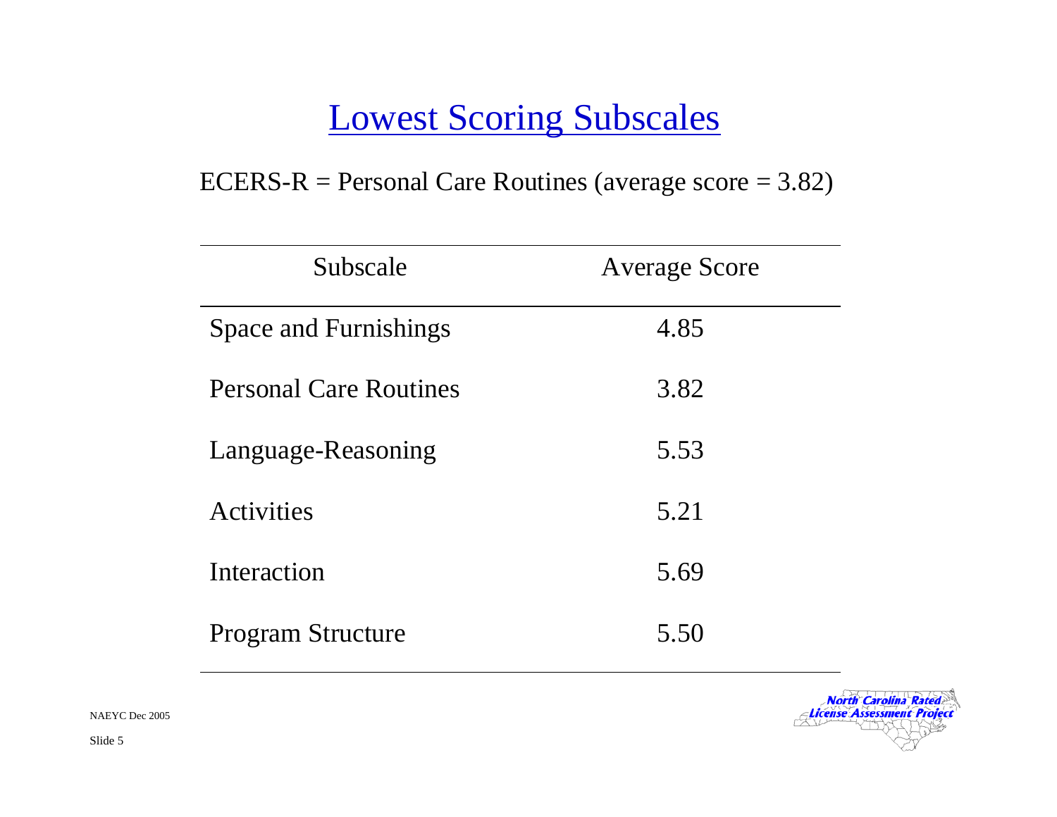# Lowest Scoring Subscales

ECERS-R = Personal Care Routines (average score = 3.82)

| Subscale | Average Score |
|---|---|
| Space and Furnishings | 4.85 |
| Personal Care Routines | 3.82 |
| Language-Reasoning | 5.53 |
| Activities | 5.21 |
| Interaction | 5.69 |
| Program Structure | 5.50 |

NAEYC Dec 2005

North Carolina Rated License Assessment Project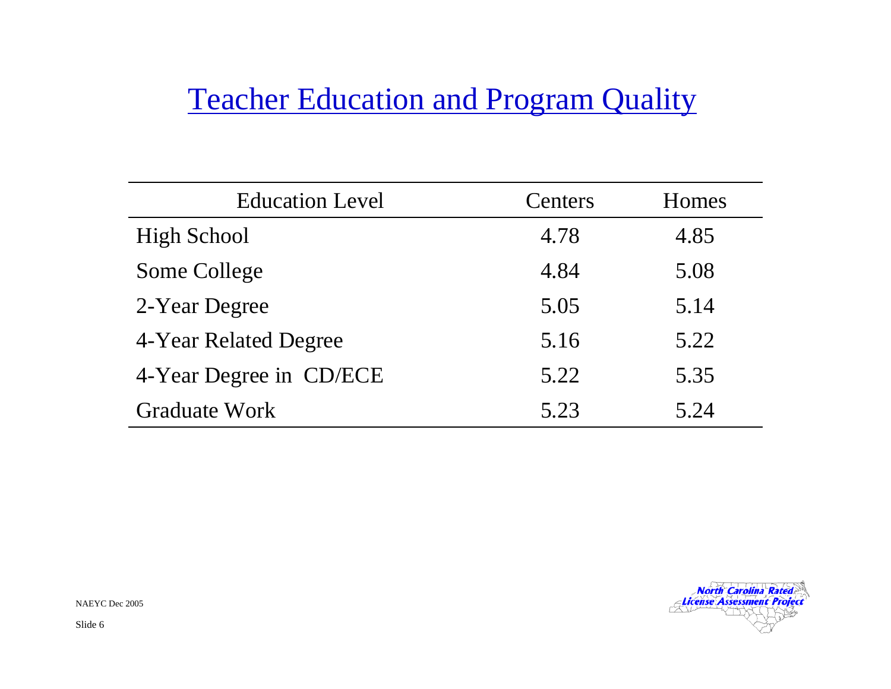# Teacher Education and Program Quality

| Education Level | Centers | Homes |
|---|---|---|
| High School | 4.78 | 4.85 |
| Some College | 4.84 | 5.08 |
| 2-Year Degree | 5.05 | 5.14 |
| 4-Year Related Degree | 5.16 | 5.22 |
| 4-Year Degree in CD/ECE | 5.22 | 5.35 |
| Graduate Work | 5.23 | 5.24 |

NAEYC Dec 2005

North Carolina Rated License Assessment Project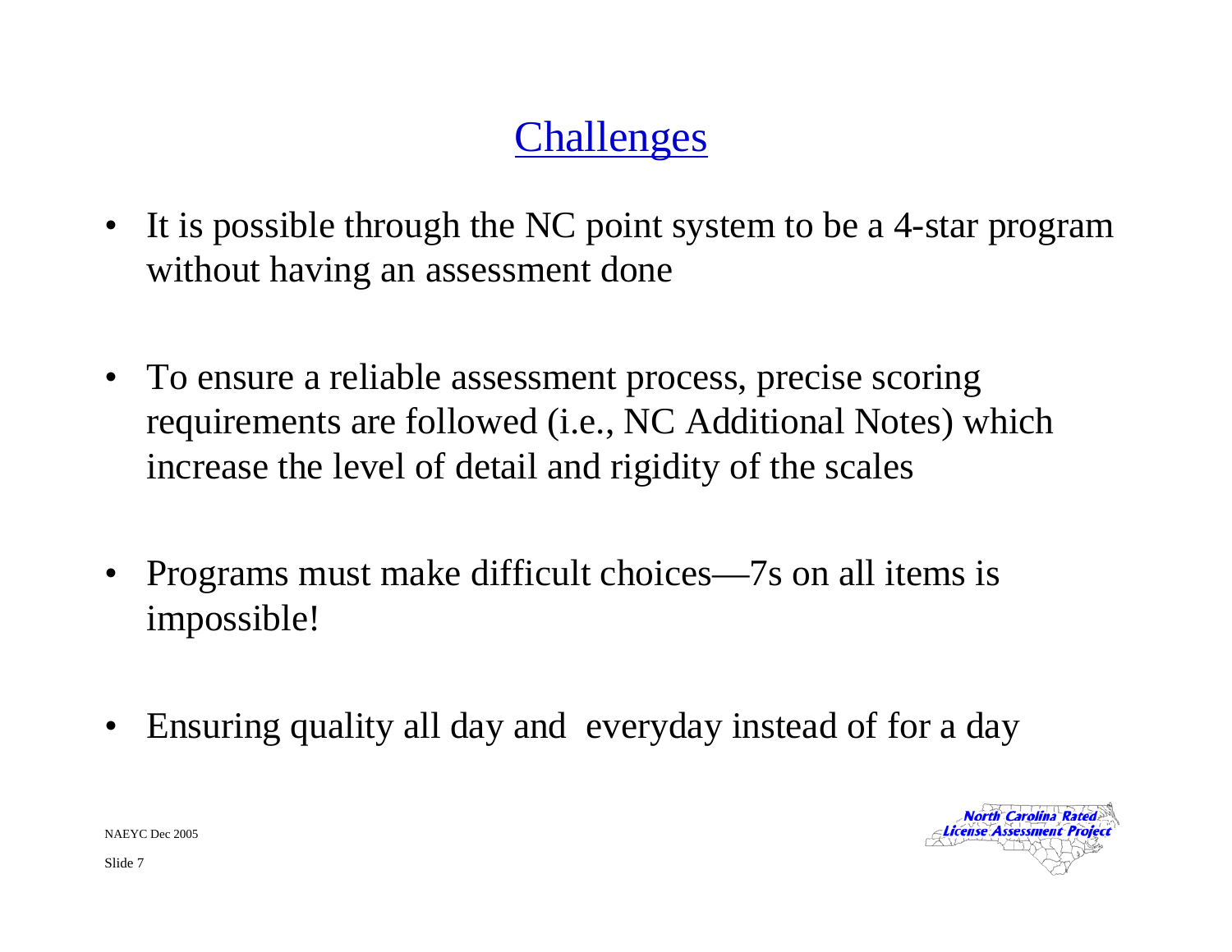# Challenges

- It is possible through the NC point system to be a 4-star program without having an assessment done
- To ensure a reliable assessment process, precise scoring requirements are followed (i.e., NC Additional Notes) which increase the level of detail and rigidity of the scales
- Programs must make difficult choices—7s on all items is impossible!
- Ensuring quality all day and everyday instead of for a day

NAEYC Dec 2005

North Carolina Rated License Assessment Project